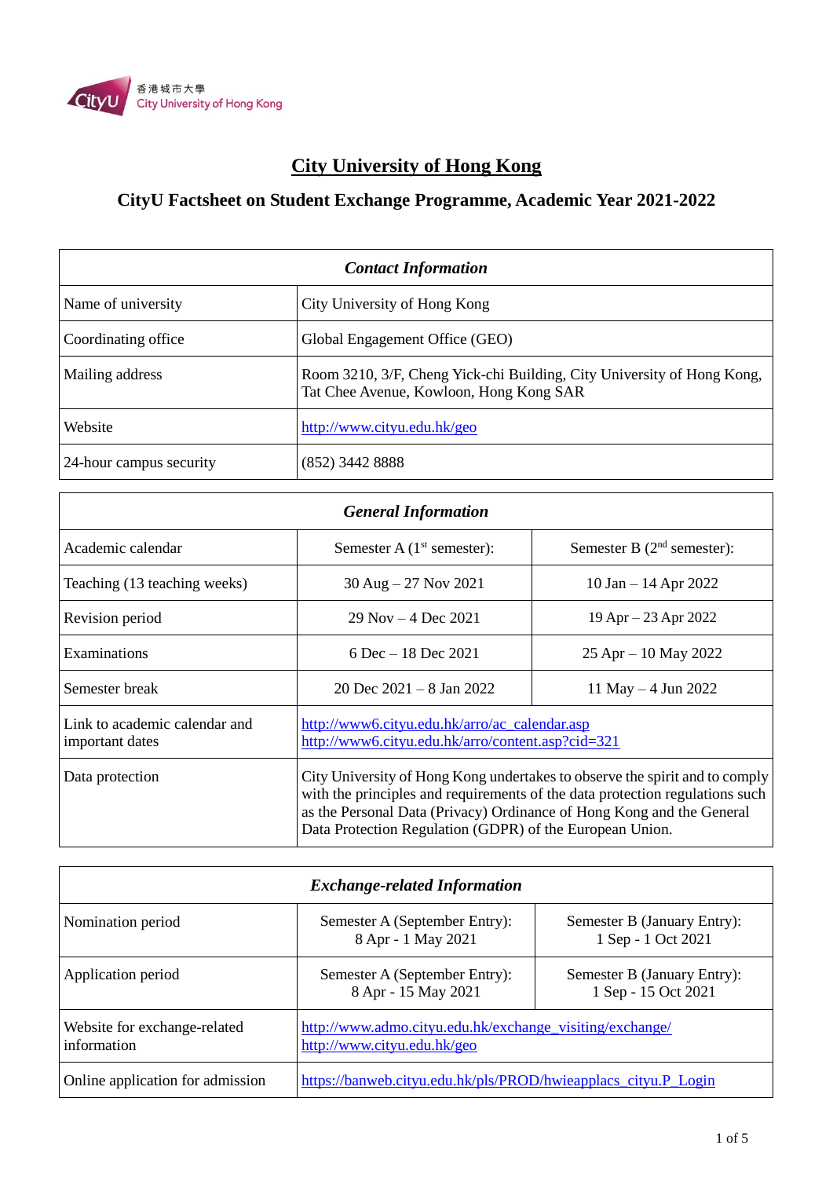香港城市大學
City University of Hong Kong

# City University of Hong Kong

## CityU Factsheet on Student Exchange Programme, Academic Year 2021-2022

| *Contact Information* | |
|---|---|
| Name of university | City University of Hong Kong |
| Coordinating office | Global Engagement Office (GEO) |
| Mailing address | Room 3210, 3/F, Cheng Yick-chi Building, City University of Hong Kong, Tat Chee Avenue, Kowloon, Hong Kong SAR |
| Website | http://www.cityu.edu.hk/geo |
| 24-hour campus security | (852) 3442 8888 |

| *General Information* | | |
|---|---|---|
| Academic calendar | Semester A (1st semester): | Semester B (2nd semester): |
| Teaching (13 teaching weeks) | 30 Aug – 27 Nov 2021 | 10 Jan – 14 Apr 2022 |
| Revision period | 29 Nov – 4 Dec 2021 | 19 Apr – 23 Apr 2022 |
| Examinations | 6 Dec – 18 Dec 2021 | 25 Apr – 10 May 2022 |
| Semester break | 20 Dec 2021 – 8 Jan 2022 | 11 May – 4 Jun 2022 |
| Link to academic calendar and important dates | http://www6.cityu.edu.hk/arro/ac_calendar.asp<br>http://www6.cityu.edu.hk/arro/content.asp?cid=321 | |
| Data protection | City University of Hong Kong undertakes to observe the spirit and to comply with the principles and requirements of the data protection regulations such as the Personal Data (Privacy) Ordinance of Hong Kong and the General Data Protection Regulation (GDPR) of the European Union. | |

| *Exchange-related Information* | | |
|---|---|---|
| Nomination period | Semester A (September Entry):<br>8 Apr - 1 May 2021 | Semester B (January Entry):<br>1 Sep - 1 Oct 2021 |
| Application period | Semester A (September Entry):<br>8 Apr - 15 May 2021 | Semester B (January Entry):<br>1 Sep - 15 Oct 2021 |
| Website for exchange-related information | http://www.admo.cityu.edu.hk/exchange_visiting/exchange/<br>http://www.cityu.edu.hk/geo | |
| Online application for admission | https://banweb.cityu.edu.hk/pls/PROD/hwieapplacs_cityu.P_Login | |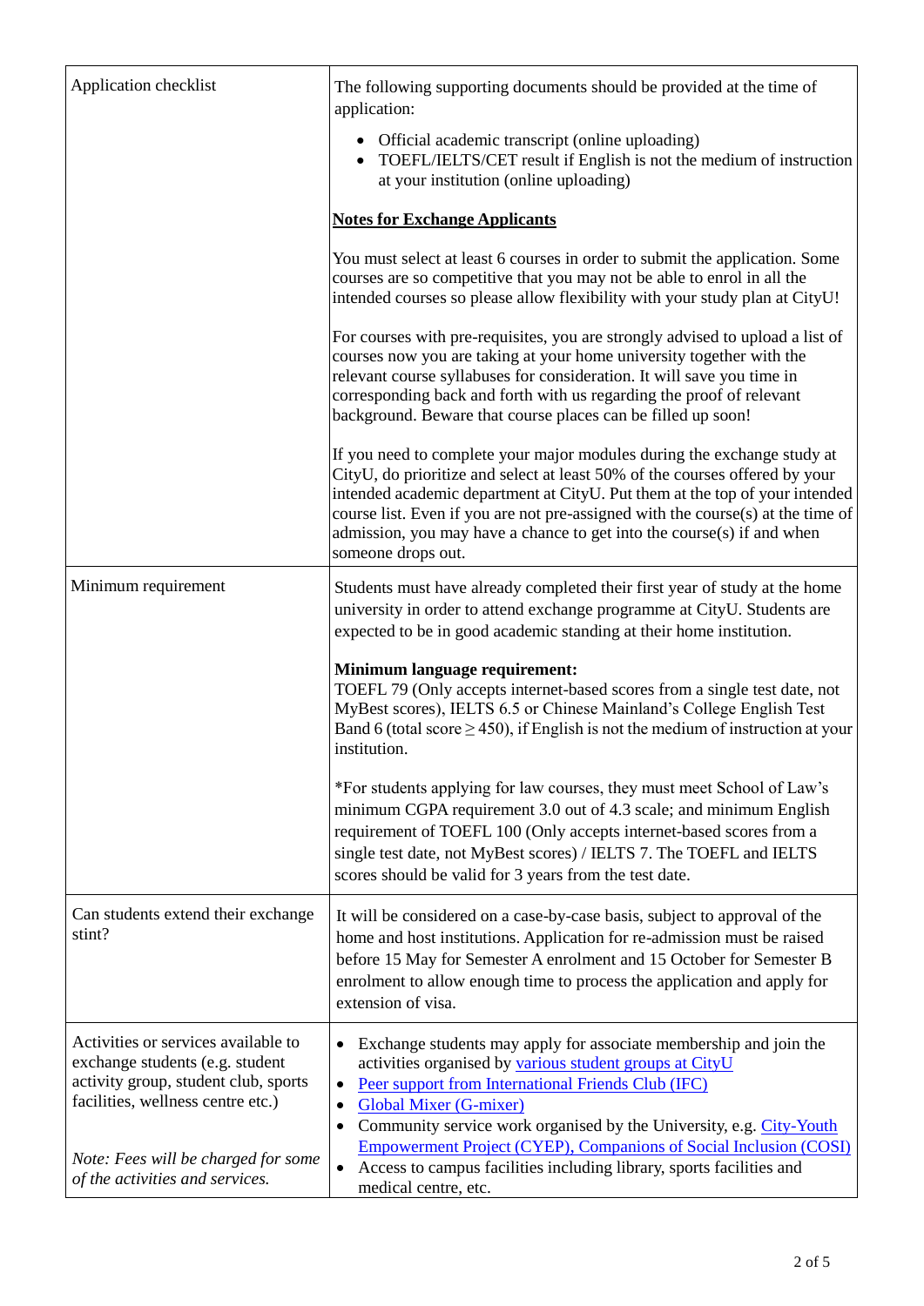| | |
|---|---|
| Application checklist | The following supporting documents should be provided at the time of application:<br>• Official academic transcript (online uploading)<br>• TOEFL/IELTS/CET result if English is not the medium of instruction at your institution (online uploading)<br><br>**Notes for Exchange Applicants**<br><br>You must select at least 6 courses in order to submit the application. Some courses are so competitive that you may not be able to enrol in all the intended courses so please allow flexibility with your study plan at CityU!<br><br>For courses with pre-requisites, you are strongly advised to upload a list of courses now you are taking at your home university together with the relevant course syllabuses for consideration. It will save you time in corresponding back and forth with us regarding the proof of relevant background. Beware that course places can be filled up soon!<br><br>If you need to complete your major modules during the exchange study at CityU, do prioritize and select at least 50% of the courses offered by your intended academic department at CityU. Put them at the top of your intended course list. Even if you are not pre-assigned with the course(s) at the time of admission, you may have a chance to get into the course(s) if and when someone drops out. |
| Minimum requirement | Students must have already completed their first year of study at the home university in order to attend exchange programme at CityU. Students are expected to be in good academic standing at their home institution.<br><br>**Minimum language requirement:**<br>TOEFL 79 (Only accepts internet-based scores from a single test date, not MyBest scores), IELTS 6.5 or Chinese Mainland's College English Test Band 6 (total score ≥ 450), if English is not the medium of instruction at your institution.<br><br>*For students applying for law courses, they must meet School of Law's minimum CGPA requirement 3.0 out of 4.3 scale; and minimum English requirement of TOEFL 100 (Only accepts internet-based scores from a single test date, not MyBest scores) / IELTS 7. The TOEFL and IELTS scores should be valid for 3 years from the test date. |
| Can students extend their exchange stint? | It will be considered on a case-by-case basis, subject to approval of the home and host institutions. Application for re-admission must be raised before 15 May for Semester A enrolment and 15 October for Semester B enrolment to allow enough time to process the application and apply for extension of visa. |
| Activities or services available to exchange students (e.g. student activity group, student club, sports facilities, wellness centre etc.)<br><br>*Note: Fees will be charged for some of the activities and services.* | • Exchange students may apply for associate membership and join the activities organised by various student groups at CityU<br>• Peer support from International Friends Club (IFC)<br>• Global Mixer (G-mixer)<br>• Community service work organised by the University, e.g. City-Youth Empowerment Project (CYEP), Companions of Social Inclusion (COSI)<br>• Access to campus facilities including library, sports facilities and medical centre, etc. |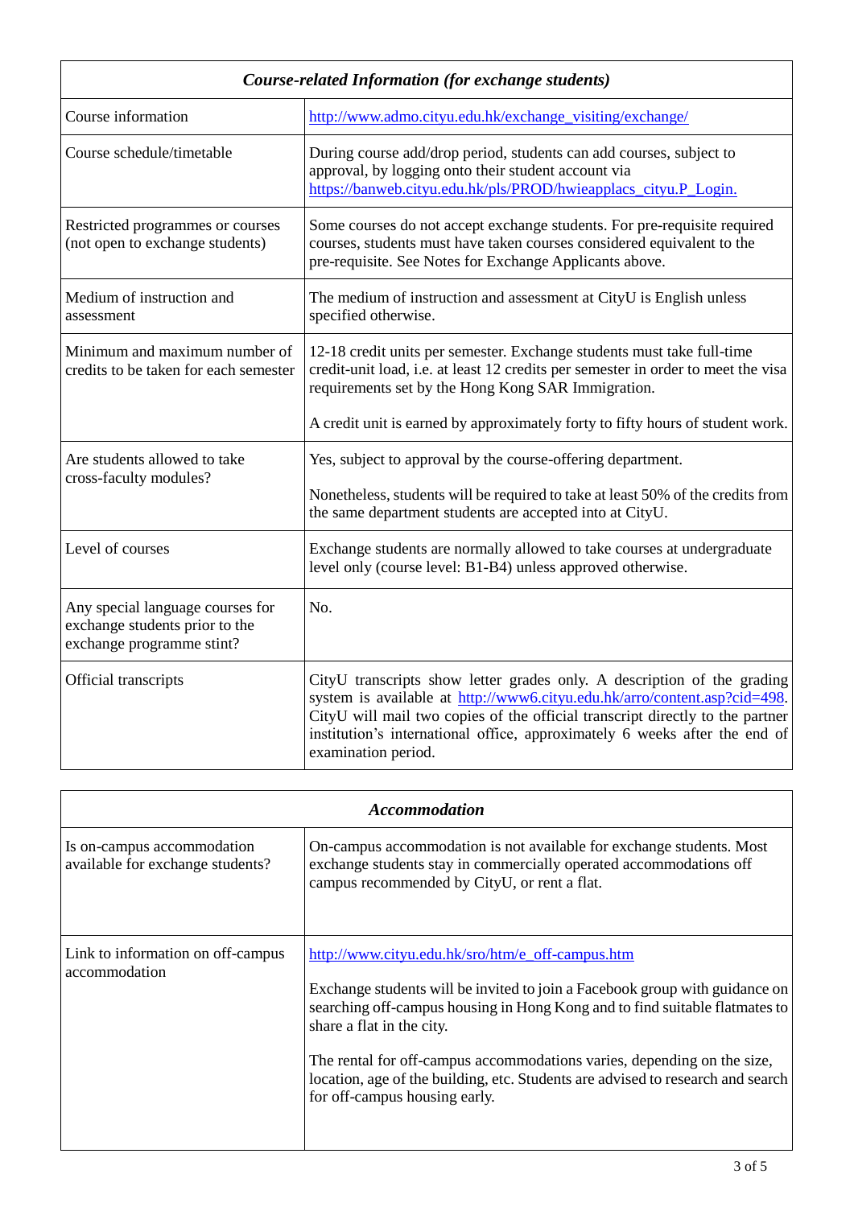| *Course-related Information (for exchange students)* | |
|---|---|
| Course information | http://www.admo.cityu.edu.hk/exchange_visiting/exchange/ |
| Course schedule/timetable | During course add/drop period, students can add courses, subject to approval, by logging onto their student account via https://banweb.cityu.edu.hk/pls/PROD/hwieapplacs_cityu.P_Login. |
| Restricted programmes or courses (not open to exchange students) | Some courses do not accept exchange students. For pre-requisite required courses, students must have taken courses considered equivalent to the pre-requisite. See Notes for Exchange Applicants above. |
| Medium of instruction and assessment | The medium of instruction and assessment at CityU is English unless specified otherwise. |
| Minimum and maximum number of credits to be taken for each semester | 12-18 credit units per semester. Exchange students must take full-time credit-unit load, i.e. at least 12 credits per semester in order to meet the visa requirements set by the Hong Kong SAR Immigration.<br><br>A credit unit is earned by approximately forty to fifty hours of student work. |
| Are students allowed to take cross-faculty modules? | Yes, subject to approval by the course-offering department.<br><br>Nonetheless, students will be required to take at least 50% of the credits from the same department students are accepted into at CityU. |
| Level of courses | Exchange students are normally allowed to take courses at undergraduate level only (course level: B1-B4) unless approved otherwise. |
| Any special language courses for exchange students prior to the exchange programme stint? | No. |
| Official transcripts | CityU transcripts show letter grades only. A description of the grading system is available at http://www6.cityu.edu.hk/arro/content.asp?cid=498. CityU will mail two copies of the official transcript directly to the partner institution's international office, approximately 6 weeks after the end of examination period. |

| *Accommodation* | |
|---|---|
| Is on-campus accommodation available for exchange students? | On-campus accommodation is not available for exchange students. Most exchange students stay in commercially operated accommodations off campus recommended by CityU, or rent a flat. |
| Link to information on off-campus accommodation | http://www.cityu.edu.hk/sro/htm/e_off-campus.htm<br><br>Exchange students will be invited to join a Facebook group with guidance on searching off-campus housing in Hong Kong and to find suitable flatmates to share a flat in the city.<br><br>The rental for off-campus accommodations varies, depending on the size, location, age of the building, etc. Students are advised to research and search for off-campus housing early. |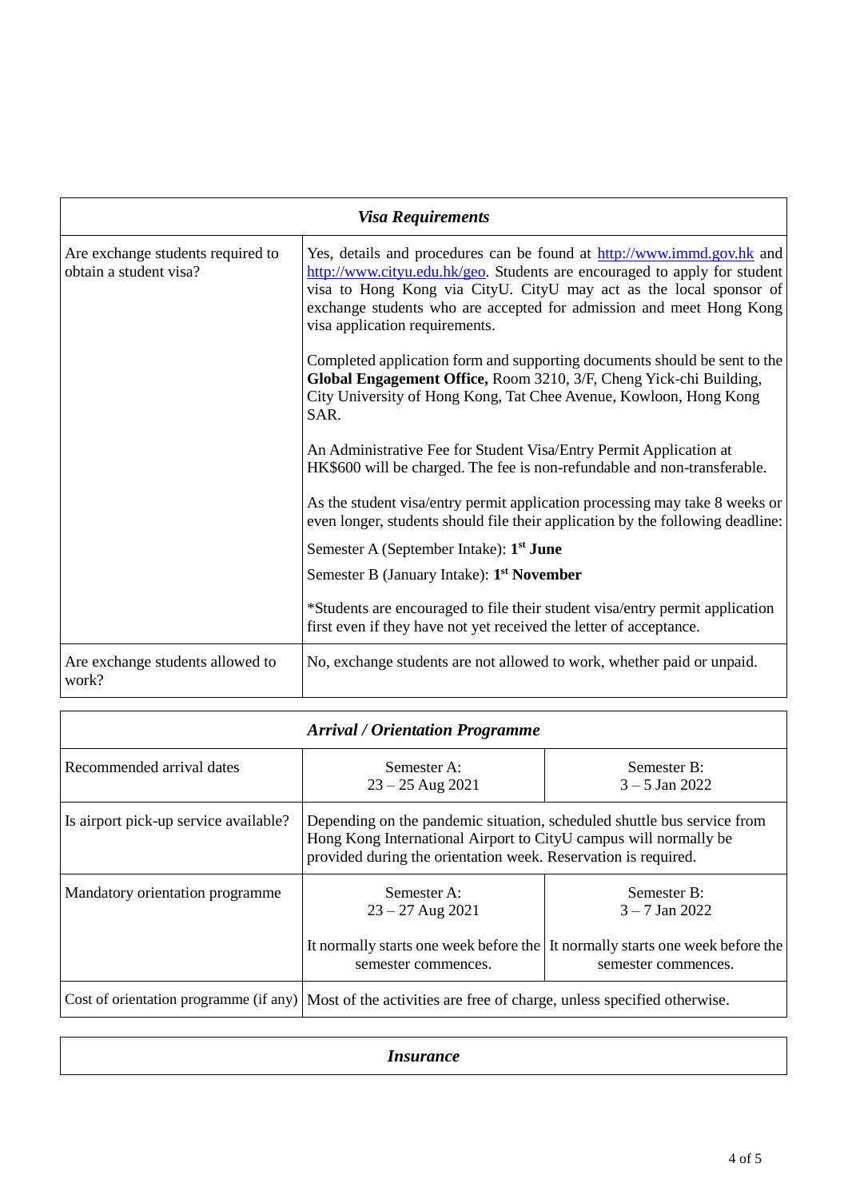| *Visa Requirements* | |
|---|---|
| Are exchange students required to obtain a student visa? | Yes, details and procedures can be found at http://www.immd.gov.hk and http://www.cityu.edu.hk/geo. Students are encouraged to apply for student visa to Hong Kong via CityU. CityU may act as the local sponsor of exchange students who are accepted for admission and meet Hong Kong visa application requirements.<br><br>Completed application form and supporting documents should be sent to the **Global Engagement Office,** Room 3210, 3/F, Cheng Yick-chi Building, City University of Hong Kong, Tat Chee Avenue, Kowloon, Hong Kong SAR.<br><br>An Administrative Fee for Student Visa/Entry Permit Application at HK$600 will be charged. The fee is non-refundable and non-transferable.<br><br>As the student visa/entry permit application processing may take 8 weeks or even longer, students should file their application by the following deadline:<br>Semester A (September Intake): **1st June**<br>Semester B (January Intake): **1st November**<br><br>*Students are encouraged to file their student visa/entry permit application first even if they have not yet received the letter of acceptance. |
| Are exchange students allowed to work? | No, exchange students are not allowed to work, whether paid or unpaid. |

| *Arrival / Orientation Programme* | | |
|---|---|---|
| Recommended arrival dates | Semester A:<br>23 – 25 Aug 2021 | Semester B:<br>3 – 5 Jan 2022 |
| Is airport pick-up service available? | Depending on the pandemic situation, scheduled shuttle bus service from Hong Kong International Airport to CityU campus will normally be provided during the orientation week. Reservation is required. | |
| Mandatory orientation programme | Semester A:<br>23 – 27 Aug 2021<br><br>It normally starts one week before the semester commences. | Semester B:<br>3 – 7 Jan 2022<br><br>It normally starts one week before the semester commences. |
| Cost of orientation programme (if any) | Most of the activities are free of charge, unless specified otherwise. | |

| *Insurance* |
|---|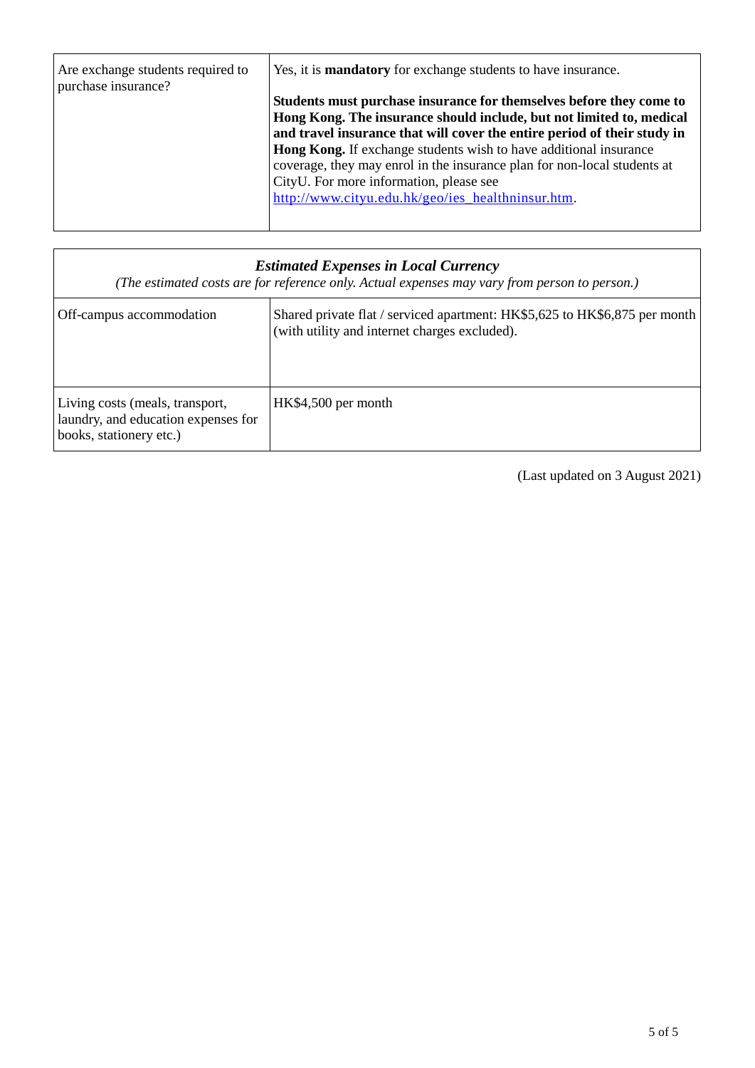| | |
|---|---|
| Are exchange students required to purchase insurance? | Yes, it is **mandatory** for exchange students to have insurance.<br><br>**Students must purchase insurance for themselves before they come to Hong Kong. The insurance should include, but not limited to, medical and travel insurance that will cover the entire period of their study in Hong Kong.** If exchange students wish to have additional insurance coverage, they may enrol in the insurance plan for non-local students at CityU. For more information, please see http://www.cityu.edu.hk/geo/ies_healthninsur.htm. |

| ***Estimated Expenses in Local Currency***<br>*(The estimated costs are for reference only. Actual expenses may vary from person to person.)* | |
|---|---|
| Off-campus accommodation | Shared private flat / serviced apartment: HK$5,625 to HK$6,875 per month (with utility and internet charges excluded). |
| Living costs (meals, transport, laundry, and education expenses for books, stationery etc.) | HK$4,500 per month |

(Last updated on 3 August 2021)